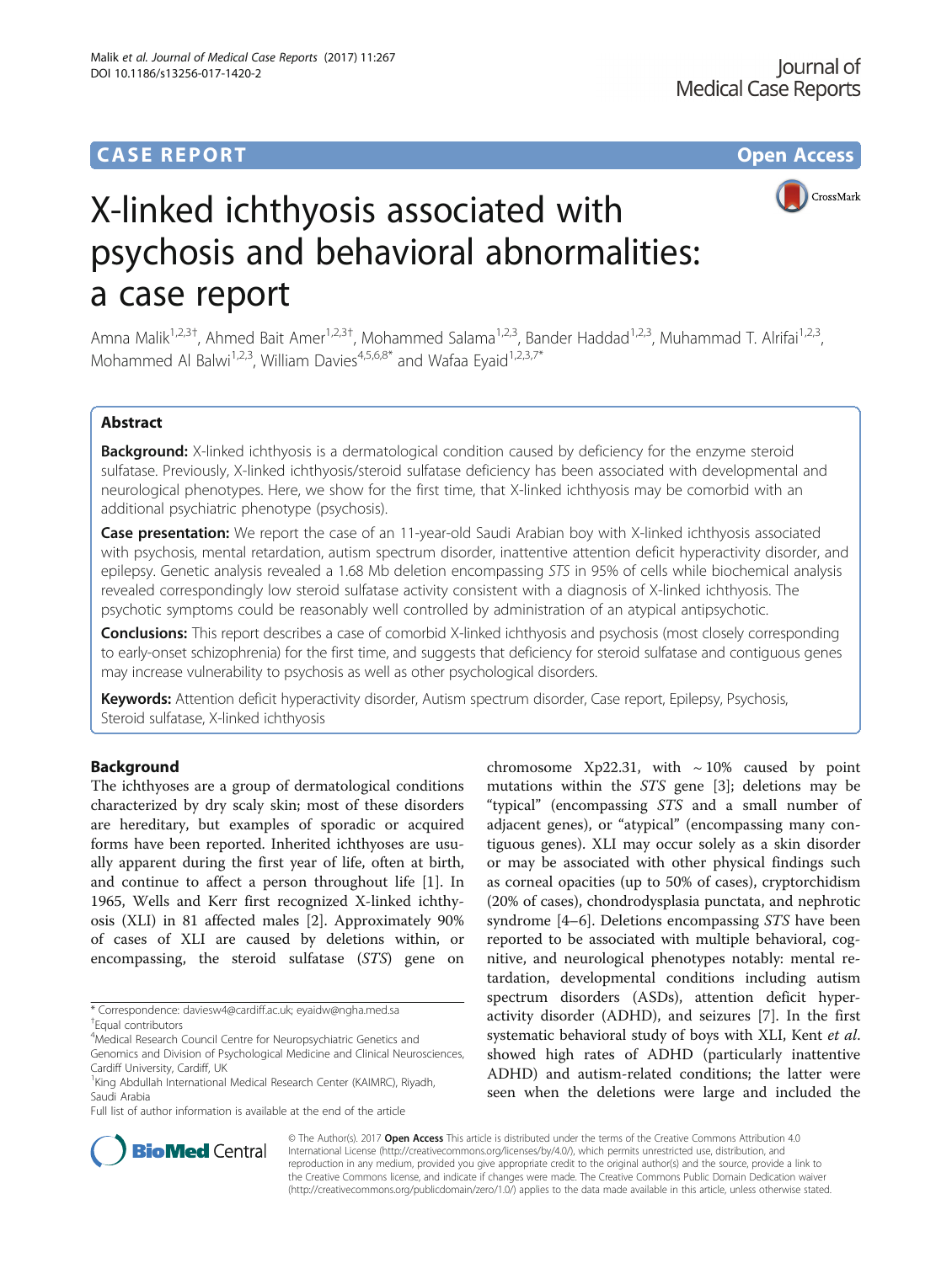CASE REPORT

Open Access

# X-linked ichthyosis associated with psychosis and behavioral abnormalities: a case report

Amna Malik[1,2,3†], Ahmed Bait Amer[1,2,3†], Mohammed Salama[1,2,3], Bander Haddad[1,2,3], Muhammad T. Alrifai[1,2,3], Mohammed Al Balwi[1,2,3], William Davies[4,5,6,8*] and Wafaa Eyaid[1,2,3,7*]

## Abstract

**Background:** X-linked ichthyosis is a dermatological condition caused by deficiency for the enzyme steroid sulfatase. Previously, X-linked ichthyosis/steroid sulfatase deficiency has been associated with developmental and neurological phenotypes. Here, we show for the first time, that X-linked ichthyosis may be comorbid with an additional psychiatric phenotype (psychosis).

**Case presentation:** We report the case of an 11-year-old Saudi Arabian boy with X-linked ichthyosis associated with psychosis, mental retardation, autism spectrum disorder, inattentive attention deficit hyperactivity disorder, and epilepsy. Genetic analysis revealed a 1.68 Mb deletion encompassing *STS* in 95% of cells while biochemical analysis revealed correspondingly low steroid sulfatase activity consistent with a diagnosis of X-linked ichthyosis. The psychotic symptoms could be reasonably well controlled by administration of an atypical antipsychotic.

**Conclusions:** This report describes a case of comorbid X-linked ichthyosis and psychosis (most closely corresponding to early-onset schizophrenia) for the first time, and suggests that deficiency for steroid sulfatase and contiguous genes may increase vulnerability to psychosis as well as other psychological disorders.

**Keywords:** Attention deficit hyperactivity disorder, Autism spectrum disorder, Case report, Epilepsy, Psychosis, Steroid sulfatase, X-linked ichthyosis

## Background

The ichthyoses are a group of dermatological conditions characterized by dry scaly skin; most of these disorders are hereditary, but examples of sporadic or acquired forms have been reported. Inherited ichthyoses are usually apparent during the first year of life, often at birth, and continue to affect a person throughout life [1]. In 1965, Wells and Kerr first recognized X-linked ichthyosis (XLI) in 81 affected males [2]. Approximately 90% of cases of XLI are caused by deletions within, or encompassing, the steroid sulfatase (*STS*) gene on chromosome Xp22.31, with ~10% caused by point mutations within the *STS* gene [3]; deletions may be "typical" (encompassing *STS* and a small number of adjacent genes), or "atypical" (encompassing many contiguous genes). XLI may occur solely as a skin disorder or may be associated with other physical findings such as corneal opacities (up to 50% of cases), cryptorchidism (20% of cases), chondrodysplasia punctata, and nephrotic syndrome [4–6]. Deletions encompassing *STS* have been reported to be associated with multiple behavioral, cognitive, and neurological phenotypes notably: mental retardation, developmental conditions including autism spectrum disorders (ASDs), attention deficit hyperactivity disorder (ADHD), and seizures [7]. In the first systematic behavioral study of boys with XLI, Kent *et al.* showed high rates of ADHD (particularly inattentive ADHD) and autism-related conditions; the latter were seen when the deletions were large and included the

\* Correspondence: daviesw4@cardiff.ac.uk; eyaidw@ngha.med.sa
†Equal contributors
[4]Medical Research Council Centre for Neuropsychiatric Genetics and Genomics and Division of Psychological Medicine and Clinical Neurosciences, Cardiff University, Cardiff, UK
[1]King Abdullah International Medical Research Center (KAIMRC), Riyadh, Saudi Arabia
Full list of author information is available at the end of the article

© The Author(s). 2017 **Open Access** This article is distributed under the terms of the Creative Commons Attribution 4.0 International License (http://creativecommons.org/licenses/by/4.0/), which permits unrestricted use, distribution, and reproduction in any medium, provided you give appropriate credit to the original author(s) and the source, provide a link to the Creative Commons license, and indicate if changes were made. The Creative Commons Public Domain Dedication waiver (http://creativecommons.org/publicdomain/zero/1.0/) applies to the data made available in this article, unless otherwise stated.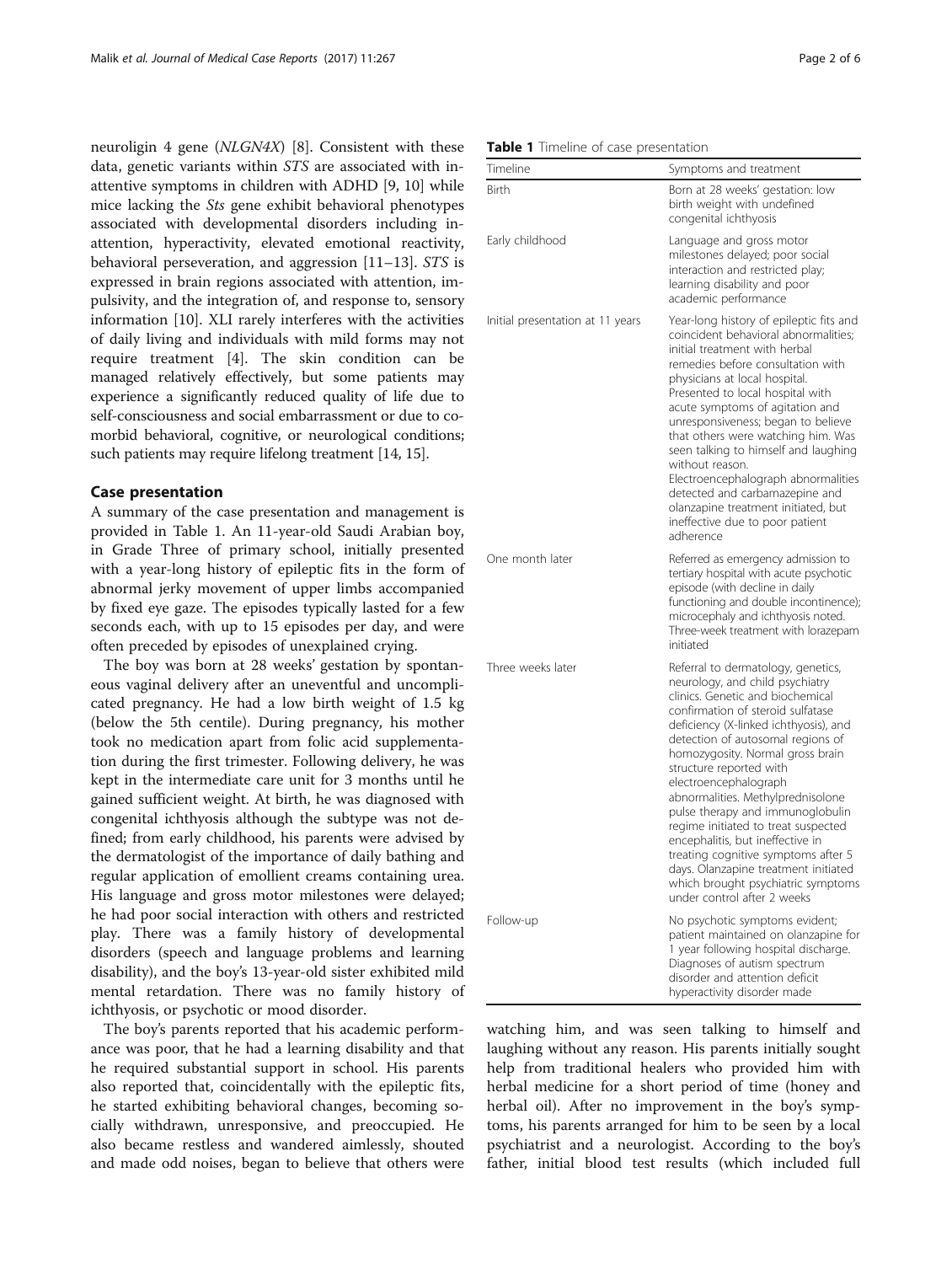neuroligin 4 gene (*NLGN4X*) [8]. Consistent with these data, genetic variants within *STS* are associated with inattentive symptoms in children with ADHD [9, 10] while mice lacking the *Sts* gene exhibit behavioral phenotypes associated with developmental disorders including inattention, hyperactivity, elevated emotional reactivity, behavioral perseveration, and aggression [11–13]. *STS* is expressed in brain regions associated with attention, impulsivity, and the integration of, and response to, sensory information [10]. XLI rarely interferes with the activities of daily living and individuals with mild forms may not require treatment [4]. The skin condition can be managed relatively effectively, but some patients may experience a significantly reduced quality of life due to self-consciousness and social embarrassment or due to comorbid behavioral, cognitive, or neurological conditions; such patients may require lifelong treatment [14, 15].

## Case presentation

A summary of the case presentation and management is provided in Table 1. An 11-year-old Saudi Arabian boy, in Grade Three of primary school, initially presented with a year-long history of epileptic fits in the form of abnormal jerky movement of upper limbs accompanied by fixed eye gaze. The episodes typically lasted for a few seconds each, with up to 15 episodes per day, and were often preceded by episodes of unexplained crying.

The boy was born at 28 weeks' gestation by spontaneous vaginal delivery after an uneventful and uncomplicated pregnancy. He had a low birth weight of 1.5 kg (below the 5th centile). During pregnancy, his mother took no medication apart from folic acid supplementation during the first trimester. Following delivery, he was kept in the intermediate care unit for 3 months until he gained sufficient weight. At birth, he was diagnosed with congenital ichthyosis although the subtype was not defined; from early childhood, his parents were advised by the dermatologist of the importance of daily bathing and regular application of emollient creams containing urea. His language and gross motor milestones were delayed; he had poor social interaction with others and restricted play. There was a family history of developmental disorders (speech and language problems and learning disability), and the boy's 13-year-old sister exhibited mild mental retardation. There was no family history of ichthyosis, or psychotic or mood disorder.

The boy's parents reported that his academic performance was poor, that he had a learning disability and that he required substantial support in school. His parents also reported that, coincidentally with the epileptic fits, he started exhibiting behavioral changes, becoming socially withdrawn, unresponsive, and preoccupied. He also became restless and wandered aimlessly, shouted and made odd noises, began to believe that others were watching him, and was seen talking to himself and laughing without any reason. His parents initially sought help from traditional healers who provided him with herbal medicine for a short period of time (honey and herbal oil). After no improvement in the boy's symptoms, his parents arranged for him to be seen by a local psychiatrist and a neurologist. According to the boy's father, initial blood test results (which included full

**Table 1** Timeline of case presentation

| Timeline | Symptoms and treatment |
|---|---|
| Birth | Born at 28 weeks' gestation: low birth weight with undefined congenital ichthyosis |
| Early childhood | Language and gross motor milestones delayed; poor social interaction and restricted play; learning disability and poor academic performance |
| Initial presentation at 11 years | Year-long history of epileptic fits and coincident behavioral abnormalities; initial treatment with herbal remedies before consultation with physicians at local hospital. Presented to local hospital with acute symptoms of agitation and unresponsiveness; began to believe that others were watching him. Was seen talking to himself and laughing without reason. Electroencephalograph abnormalities detected and carbamazepine and olanzapine treatment initiated, but ineffective due to poor patient adherence |
| One month later | Referred as emergency admission to tertiary hospital with acute psychotic episode (with decline in daily functioning and double incontinence); microcephaly and ichthyosis noted. Three-week treatment with lorazepam initiated |
| Three weeks later | Referral to dermatology, genetics, neurology, and child psychiatry clinics. Genetic and biochemical confirmation of steroid sulfatase deficiency (X-linked ichthyosis), and detection of autosomal regions of homozygosity. Normal gross brain structure reported with electroencephalograph abnormalities. Methylprednisolone pulse therapy and immunoglobulin regime initiated to treat suspected encephalitis, but ineffective in treating cognitive symptoms after 5 days. Olanzapine treatment initiated which brought psychiatric symptoms under control after 2 weeks |
| Follow-up | No psychotic symptoms evident; patient maintained on olanzapine for 1 year following hospital discharge. Diagnoses of autism spectrum disorder and attention deficit hyperactivity disorder made |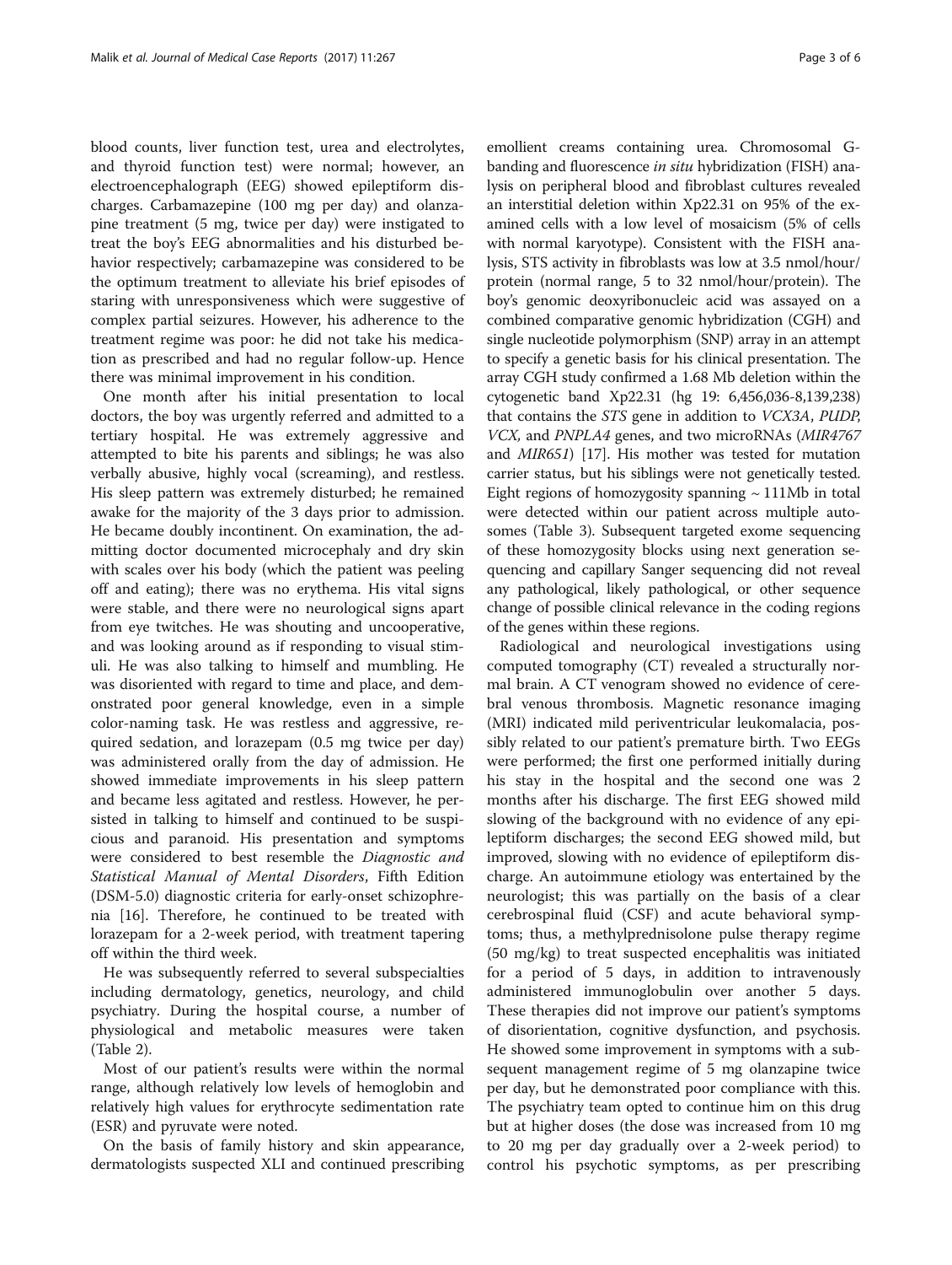blood counts, liver function test, urea and electrolytes, and thyroid function test) were normal; however, an electroencephalograph (EEG) showed epileptiform discharges. Carbamazepine (100 mg per day) and olanzapine treatment (5 mg, twice per day) were instigated to treat the boy's EEG abnormalities and his disturbed behavior respectively; carbamazepine was considered to be the optimum treatment to alleviate his brief episodes of staring with unresponsiveness which were suggestive of complex partial seizures. However, his adherence to the treatment regime was poor: he did not take his medication as prescribed and had no regular follow-up. Hence there was minimal improvement in his condition.

One month after his initial presentation to local doctors, the boy was urgently referred and admitted to a tertiary hospital. He was extremely aggressive and attempted to bite his parents and siblings; he was also verbally abusive, highly vocal (screaming), and restless. His sleep pattern was extremely disturbed; he remained awake for the majority of the 3 days prior to admission. He became doubly incontinent. On examination, the admitting doctor documented microcephaly and dry skin with scales over his body (which the patient was peeling off and eating); there was no erythema. His vital signs were stable, and there were no neurological signs apart from eye twitches. He was shouting and uncooperative, and was looking around as if responding to visual stimuli. He was also talking to himself and mumbling. He was disoriented with regard to time and place, and demonstrated poor general knowledge, even in a simple color-naming task. He was restless and aggressive, required sedation, and lorazepam (0.5 mg twice per day) was administered orally from the day of admission. He showed immediate improvements in his sleep pattern and became less agitated and restless. However, he persisted in talking to himself and continued to be suspicious and paranoid. His presentation and symptoms were considered to best resemble the *Diagnostic and Statistical Manual of Mental Disorders*, Fifth Edition (DSM-5.0) diagnostic criteria for early-onset schizophrenia [16]. Therefore, he continued to be treated with lorazepam for a 2-week period, with treatment tapering off within the third week.

He was subsequently referred to several subspecialties including dermatology, genetics, neurology, and child psychiatry. During the hospital course, a number of physiological and metabolic measures were taken (Table 2).

Most of our patient's results were within the normal range, although relatively low levels of hemoglobin and relatively high values for erythrocyte sedimentation rate (ESR) and pyruvate were noted.

On the basis of family history and skin appearance, dermatologists suspected XLI and continued prescribing emollient creams containing urea. Chromosomal G-banding and fluorescence *in situ* hybridization (FISH) analysis on peripheral blood and fibroblast cultures revealed an interstitial deletion within Xp22.31 on 95% of the examined cells with a low level of mosaicism (5% of cells with normal karyotype). Consistent with the FISH analysis, STS activity in fibroblasts was low at 3.5 nmol/hour/protein (normal range, 5 to 32 nmol/hour/protein). The boy's genomic deoxyribonucleic acid was assayed on a combined comparative genomic hybridization (CGH) and single nucleotide polymorphism (SNP) array in an attempt to specify a genetic basis for his clinical presentation. The array CGH study confirmed a 1.68 Mb deletion within the cytogenetic band Xp22.31 (hg 19: 6,456,036-8,139,238) that contains the *STS* gene in addition to *VCX3A*, *PUDP*, *VCX*, and *PNPLA4* genes, and two microRNAs (*MIR4767* and *MIR651*) [17]. His mother was tested for mutation carrier status, but his siblings were not genetically tested. Eight regions of homozygosity spanning ~ 111Mb in total were detected within our patient across multiple autosomes (Table 3). Subsequent targeted exome sequencing of these homozygosity blocks using next generation sequencing and capillary Sanger sequencing did not reveal any pathological, likely pathological, or other sequence change of possible clinical relevance in the coding regions of the genes within these regions.

Radiological and neurological investigations using computed tomography (CT) revealed a structurally normal brain. A CT venogram showed no evidence of cerebral venous thrombosis. Magnetic resonance imaging (MRI) indicated mild periventricular leukomalacia, possibly related to our patient's premature birth. Two EEGs were performed; the first one performed initially during his stay in the hospital and the second one was 2 months after his discharge. The first EEG showed mild slowing of the background with no evidence of any epileptiform discharges; the second EEG showed mild, but improved, slowing with no evidence of epileptiform discharge. An autoimmune etiology was entertained by the neurologist; this was partially on the basis of a clear cerebrospinal fluid (CSF) and acute behavioral symptoms; thus, a methylprednisolone pulse therapy regime (50 mg/kg) to treat suspected encephalitis was initiated for a period of 5 days, in addition to intravenously administered immunoglobulin over another 5 days. These therapies did not improve our patient's symptoms of disorientation, cognitive dysfunction, and psychosis. He showed some improvement in symptoms with a subsequent management regime of 5 mg olanzapine twice per day, but he demonstrated poor compliance with this. The psychiatry team opted to continue him on this drug but at higher doses (the dose was increased from 10 mg to 20 mg per day gradually over a 2-week period) to control his psychotic symptoms, as per prescribing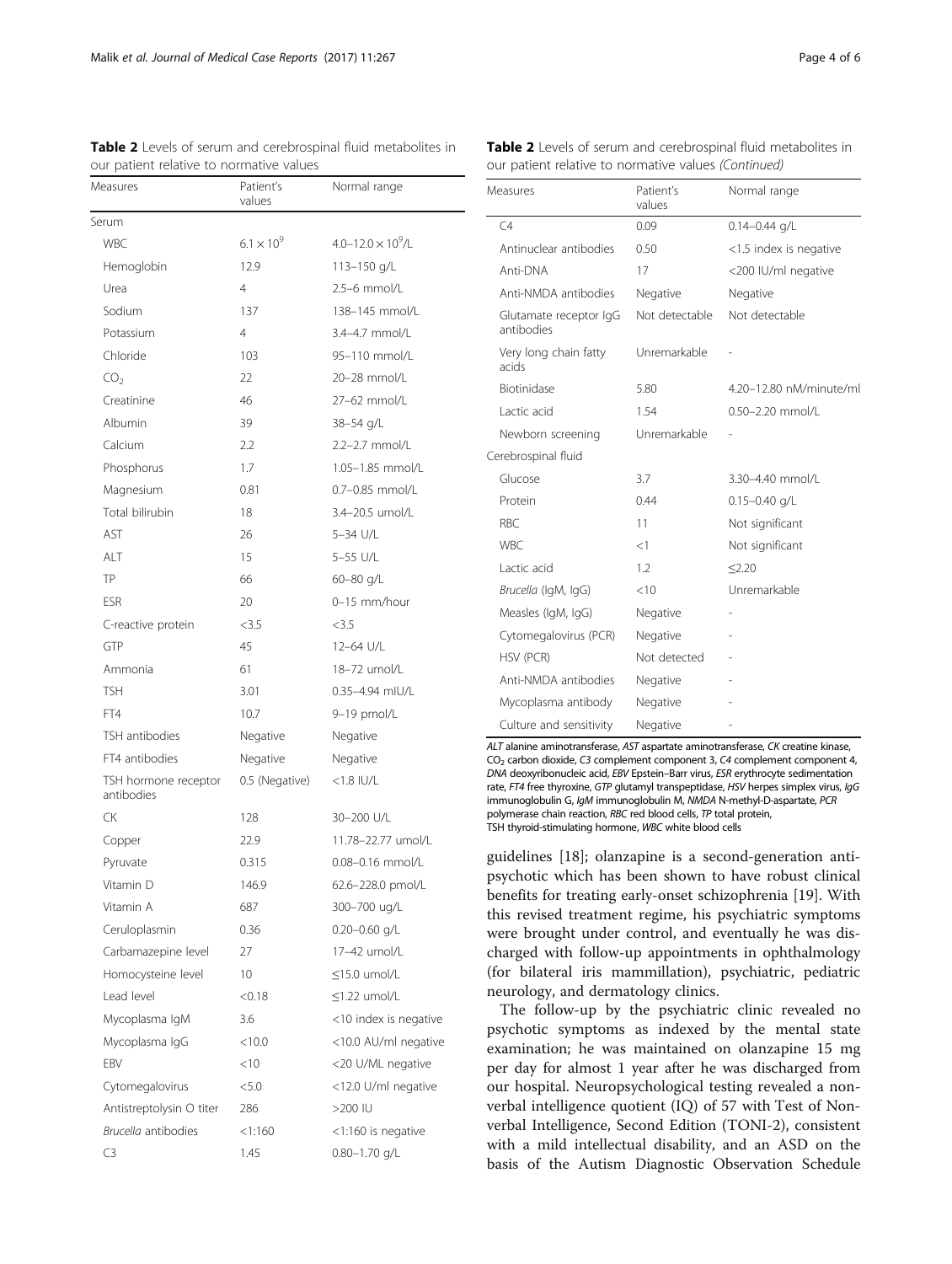**Table 2** Levels of serum and cerebrospinal fluid metabolites in our patient relative to normative values

| Measures | Patient's values | Normal range |
| --- | --- | --- |
| Serum | | |
| WBC | $6.1 \times 10^9$ | $4.0–12.0 \times 10^9$/L |
| Hemoglobin | 12.9 | 113–150 g/L |
| Urea | 4 | 2.5–6 mmol/L |
| Sodium | 137 | 138–145 mmol/L |
| Potassium | 4 | 3.4–4.7 mmol/L |
| Chloride | 103 | 95–110 mmol/L |
| $CO_2$ | 22 | 20–28 mmol/L |
| Creatinine | 46 | 27–62 mmol/L |
| Albumin | 39 | 38–54 g/L |
| Calcium | 2.2 | 2.2–2.7 mmol/L |
| Phosphorus | 1.7 | 1.05–1.85 mmol/L |
| Magnesium | 0.81 | 0.7–0.85 mmol/L |
| Total bilirubin | 18 | 3.4–20.5 umol/L |
| AST | 26 | 5–34 U/L |
| ALT | 15 | 5–55 U/L |
| TP | 66 | 60–80 g/L |
| ESR | 20 | 0–15 mm/hour |
| C-reactive protein | <3.5 | <3.5 |
| GTP | 45 | 12–64 U/L |
| Ammonia | 61 | 18–72 umol/L |
| TSH | 3.01 | 0.35–4.94 mIU/L |
| FT4 | 10.7 | 9–19 pmol/L |
| TSH antibodies | Negative | Negative |
| FT4 antibodies | Negative | Negative |
| TSH hormone receptor antibodies | 0.5 (Negative) | <1.8 IU/L |
| CK | 128 | 30–200 U/L |
| Copper | 22.9 | 11.78–22.77 umol/L |
| Pyruvate | 0.315 | 0.08–0.16 mmol/L |
| Vitamin D | 146.9 | 62.6–228.0 pmol/L |
| Vitamin A | 687 | 300–700 ug/L |
| Ceruloplasmin | 0.36 | 0.20–0.60 g/L |
| Carbamazepine level | 27 | 17–42 umol/L |
| Homocysteine level | 10 | ≤15.0 umol/L |
| Lead level | <0.18 | ≤1.22 umol/L |
| Mycoplasma IgM | 3.6 | <10 index is negative |
| Mycoplasma IgG | <10.0 | <10.0 AU/ml negative |
| EBV | <10 | <20 U/ML negative |
| Cytomegalovirus | <5.0 | <12.0 U/ml negative |
| Antistreptolysin O titer | 286 | >200 IU |
| *Brucella* antibodies | <1:160 | <1:160 is negative |
| C3 | 1.45 | 0.80–1.70 g/L |
| C4 | 0.09 | 0.14–0.44 g/L |
| Antinuclear antibodies | 0.50 | <1.5 index is negative |
| Anti-DNA | 17 | <200 IU/ml negative |
| Anti-NMDA antibodies | Negative | Negative |
| Glutamate receptor IgG antibodies | Not detectable | Not detectable |
| Very long chain fatty acids | Unremarkable | - |
| Biotinidase | 5.80 | 4.20–12.80 nM/minute/ml |
| Lactic acid | 1.54 | 0.50–2.20 mmol/L |
| Newborn screening | Unremarkable | - |
| Cerebrospinal fluid | | |
| Glucose | 3.7 | 3.30–4.40 mmol/L |
| Protein | 0.44 | 0.15–0.40 g/L |
| RBC | 11 | Not significant |
| WBC | <1 | Not significant |
| Lactic acid | 1.2 | ≤2.20 |
| *Brucella* (IgM, IgG) | <10 | Unremarkable |
| Measles (IgM, IgG) | Negative | - |
| Cytomegalovirus (PCR) | Negative | - |
| HSV (PCR) | Not detected | - |
| Anti-NMDA antibodies | Negative | - |
| Mycoplasma antibody | Negative | - |
| Culture and sensitivity | Negative | - |

*ALT* alanine aminotransferase, *AST* aspartate aminotransferase, *CK* creatine kinase, $CO_2$ carbon dioxide, *C3* complement component 3, *C4* complement component 4, *DNA* deoxyribonucleic acid, *EBV* Epstein–Barr virus, *ESR* erythrocyte sedimentation rate, *FT4* free thyroxine, *GTP* glutamyl transpeptidase, *HSV* herpes simplex virus, *IgG* immunoglobulin G, *IgM* immunoglobulin M, *NMDA* N-methyl-D-aspartate, *PCR* polymerase chain reaction, *RBC* red blood cells, *TP* total protein, TSH thyroid-stimulating hormone, *WBC* white blood cells

guidelines [18]; olanzapine is a second-generation antipsychotic which has been shown to have robust clinical benefits for treating early-onset schizophrenia [19]. With this revised treatment regime, his psychiatric symptoms were brought under control, and eventually he was discharged with follow-up appointments in ophthalmology (for bilateral iris mammillation), psychiatric, pediatric neurology, and dermatology clinics.

The follow-up by the psychiatric clinic revealed no psychotic symptoms as indexed by the mental state examination; he was maintained on olanzapine 15 mg per day for almost 1 year after he was discharged from our hospital. Neuropsychological testing revealed a nonverbal intelligence quotient (IQ) of 57 with Test of Nonverbal Intelligence, Second Edition (TONI-2), consistent with a mild intellectual disability, and an ASD on the basis of the Autism Diagnostic Observation Schedule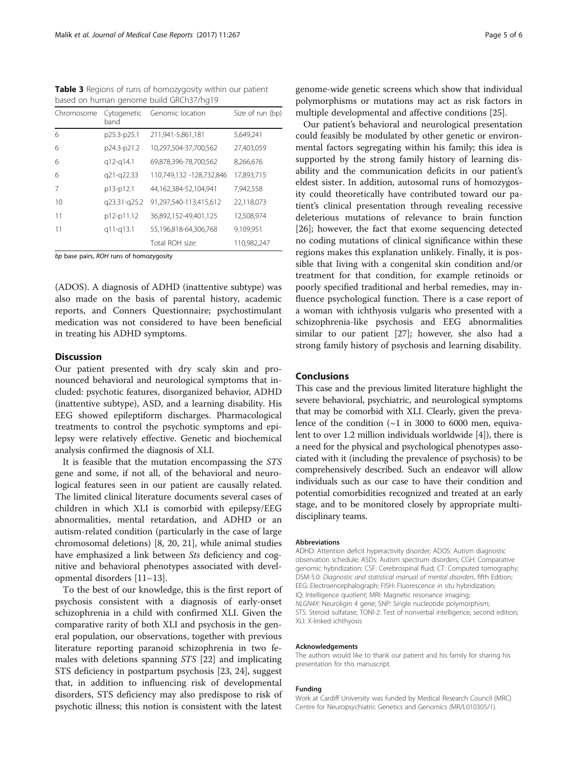**Table 3** Regions of runs of homozygosity within our patient based on human genome build GRCh37/hg19

| Chromosome | Cytogenetic band | Genomic location | Size of run (bp) |
|---|---|---|---|
| 6 | p25.3-p25.1 | 211,941-5,861,181 | 5,649,241 |
| 6 | p24.3-p21.2 | 10,297,504-37,700,562 | 27,403,059 |
| 6 | q12-q14.1 | 69,878,396-78,700,562 | 8,266,676 |
| 6 | q21-q22.33 | 110,749,132 -128,732,846 | 17,893,715 |
| 7 | p13-p12.1 | 44,162,384-52,104,941 | 7,942,558 |
| 10 | q23.31-q25.2 | 91,297,540-113,415,612 | 22,118,073 |
| 11 | p12-p11.12 | 36,892,152-49,401,125 | 12,508,974 |
| 11 | q11-q13.1 | 55,196,818-64,306,768 | 9,109,951 |
| | | Total ROH size: | 110,982,247 |

*bp* base pairs, *ROH* runs of homozygosity

(ADOS). A diagnosis of ADHD (inattentive subtype) was also made on the basis of parental history, academic reports, and Conners Questionnaire; psychostimulant medication was not considered to have been beneficial in treating his ADHD symptoms.

## Discussion

Our patient presented with dry scaly skin and pronounced behavioral and neurological symptoms that included: psychotic features, disorganized behavior, ADHD (inattentive subtype), ASD, and a learning disability. His EEG showed epileptiform discharges. Pharmacological treatments to control the psychotic symptoms and epilepsy were relatively effective. Genetic and biochemical analysis confirmed the diagnosis of XLI.

It is feasible that the mutation encompassing the *STS* gene and some, if not all, of the behavioral and neurological features seen in our patient are causally related. The limited clinical literature documents several cases of children in which XLI is comorbid with epilepsy/EEG abnormalities, mental retardation, and ADHD or an autism-related condition (particularly in the case of large chromosomal deletions) [8, 20, 21], while animal studies have emphasized a link between *Sts* deficiency and cognitive and behavioral phenotypes associated with developmental disorders [11–13].

To the best of our knowledge, this is the first report of psychosis consistent with a diagnosis of early-onset schizophrenia in a child with confirmed XLI. Given the comparative rarity of both XLI and psychosis in the general population, our observations, together with previous literature reporting paranoid schizophrenia in two females with deletions spanning *STS* [22] and implicating STS deficiency in postpartum psychosis [23, 24], suggest that, in addition to influencing risk of developmental disorders, STS deficiency may also predispose to risk of psychotic illness; this notion is consistent with the latest genome-wide genetic screens which show that individual polymorphisms or mutations may act as risk factors in multiple developmental and affective conditions [25].

Our patient's behavioral and neurological presentation could feasibly be modulated by other genetic or environmental factors segregating within his family; this idea is supported by the strong family history of learning disability and the communication deficits in our patient's eldest sister. In addition, autosomal runs of homozygosity could theoretically have contributed toward our patient's clinical presentation through revealing recessive deleterious mutations of relevance to brain function [26]; however, the fact that exome sequencing detected no coding mutations of clinical significance within these regions makes this explanation unlikely. Finally, it is possible that living with a congenital skin condition and/or treatment for that condition, for example retinoids or poorly specified traditional and herbal remedies, may influence psychological function. There is a case report of a woman with ichthyosis vulgaris who presented with a schizophrenia-like psychosis and EEG abnormalities similar to our patient [27]; however, she also had a strong family history of psychosis and learning disability.

## Conclusions

This case and the previous limited literature highlight the severe behavioral, psychiatric, and neurological symptoms that may be comorbid with XLI. Clearly, given the prevalence of the condition (~1 in 3000 to 6000 men, equivalent to over 1.2 million individuals worldwide [4]), there is a need for the physical and psychological phenotypes associated with it (including the prevalence of psychosis) to be comprehensively described. Such an endeavor will allow individuals such as our case to have their condition and potential comorbidities recognized and treated at an early stage, and to be monitored closely by appropriate multidisciplinary teams.

#### Abbreviations

ADHD: Attention deficit hyperactivity disorder; ADOS: Autism diagnostic observation schedule; ASDs: Autism spectrum disorders; CGH: Comparative genomic hybridization; CSF: Cerebrospinal fluid; CT: Computed tomography; DSM-5.0: *Diagnostic and statistical manual of mental disorders*, fifth Edition; EEG: Electroencephalograph; FISH: Fluorescence *in situ* hybridization; IQ: Intelligence quotient; MRI: Magnetic resonance imaging; *NLGN4X*: Neuroligin 4 gene; SNP: Single nucleotide polymorphism; STS: Steroid sulfatase; TONI-2: Test of nonverbal intelligence, second edition; XLI: X-linked ichthyosis

#### Acknowledgements

The authors would like to thank our patient and his family for sharing his presentation for this manuscript.

#### Funding

Work at Cardiff University was funded by Medical Research Council (MRC) Centre for Neuropsychiatric Genetics and Genomics (MR/L010305/1).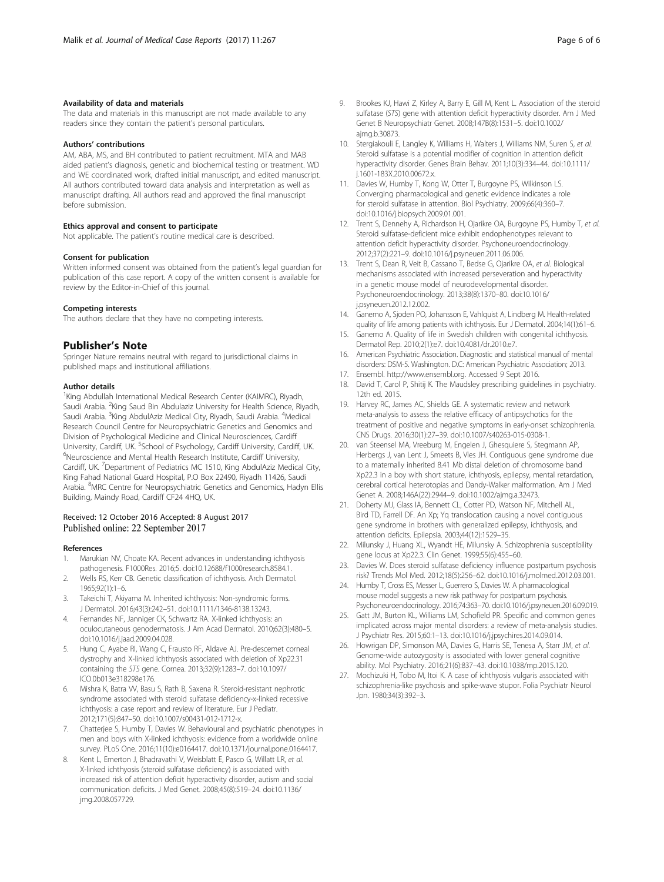#### Availability of data and materials

The data and materials in this manuscript are not made available to any readers since they contain the patient's personal particulars.

#### Authors' contributions

AM, ABA, MS, and BH contributed to patient recruitment. MTA and MAB aided patient's diagnosis, genetic and biochemical testing or treatment. WD and WE coordinated work, drafted initial manuscript, and edited manuscript. All authors contributed toward data analysis and interpretation as well as manuscript drafting. All authors read and approved the final manuscript before submission.

#### Ethics approval and consent to participate

Not applicable. The patient's routine medical care is described.

#### Consent for publication

Written informed consent was obtained from the patient's legal guardian for publication of this case report. A copy of the written consent is available for review by the Editor-in-Chief of this journal.

#### Competing interests

The authors declare that they have no competing interests.

## Publisher's Note

Springer Nature remains neutral with regard to jurisdictional claims in published maps and institutional affiliations.

#### Author details

[1]King Abdullah International Medical Research Center (KAIMRC), Riyadh, Saudi Arabia. [2]King Saud Bin Abdulaziz University for Health Science, Riyadh, Saudi Arabia. [3]King AbdulAziz Medical City, Riyadh, Saudi Arabia. [4]Medical Research Council Centre for Neuropsychiatric Genetics and Genomics and Division of Psychological Medicine and Clinical Neurosciences, Cardiff University, Cardiff, UK. [5]School of Psychology, Cardiff University, Cardiff, UK. [6]Neuroscience and Mental Health Research Institute, Cardiff University, Cardiff, UK. [7]Department of Pediatrics MC 1510, King AbdulAziz Medical City, King Fahad National Guard Hospital, P.O Box 22490, Riyadh 11426, Saudi Arabia. [8]MRC Centre for Neuropsychiatric Genetics and Genomics, Hadyn Ellis Building, Maindy Road, Cardiff CF24 4HQ, UK.

Received: 12 October 2016 Accepted: 8 August 2017
Published online: 22 September 2017

#### References

1. Marukian NV, Choate KA. Recent advances in understanding ichthyosis pathogenesis. F1000Res. 2016;5. doi:10.12688/f1000research.8584.1.
2. Wells RS, Kerr CB. Genetic classification of ichthyosis. Arch Dermatol. 1965;92(1):1–6.
3. Takeichi T, Akiyama M. Inherited ichthyosis: Non-syndromic forms. J Dermatol. 2016;43(3):242–51. doi:10.1111/1346-8138.13243.
4. Fernandes NF, Janniger CK, Schwartz RA. X-linked ichthyosis: an oculocutaneous genodermatosis. J Am Acad Dermatol. 2010;62(3):480–5. doi:10.1016/j.jaad.2009.04.028.
5. Hung C, Ayabe RI, Wang C, Frausto RF, Aldave AJ. Pre-descemet corneal dystrophy and X-linked ichthyosis associated with deletion of Xp22.31 containing the *STS* gene. Cornea. 2013;32(9):1283–7. doi:10.1097/ICO.0b013e318298e176.
6. Mishra K, Batra VV, Basu S, Rath B, Saxena R. Steroid-resistant nephrotic syndrome associated with steroid sulfatase deficiency-x-linked recessive ichthyosis: a case report and review of literature. Eur J Pediatr. 2012;171(5):847–50. doi:10.1007/s00431-012-1712-x.
7. Chatterjee S, Humby T, Davies W. Behavioural and psychiatric phenotypes in men and boys with X-linked ichthyosis: evidence from a worldwide online survey. PLoS One. 2016;11(10):e0164417. doi:10.1371/journal.pone.0164417.
8. Kent L, Emerton J, Bhadravathi V, Weisblatt E, Pasco G, Willatt LR, *et al.* X-linked ichthyosis (steroid sulfatase deficiency) is associated with increased risk of attention deficit hyperactivity disorder, autism and social communication deficits. J Med Genet. 2008;45(8):519–24. doi:10.1136/jmg.2008.057729.
9. Brookes KJ, Hawi Z, Kirley A, Barry E, Gill M, Kent L. Association of the steroid sulfatase (*STS*) gene with attention deficit hyperactivity disorder. Am J Med Genet B Neuropsychiatr Genet. 2008;147B(8):1531–5. doi:10.1002/ajmg.b.30873.
10. Stergiakouli E, Langley K, Williams H, Walters J, Williams NM, Suren S, *et al.* Steroid sulfatase is a potential modifier of cognition in attention deficit hyperactivity disorder. Genes Brain Behav. 2011;10(3):334–44. doi:10.1111/j.1601-183X.2010.00672.x.
11. Davies W, Humby T, Kong W, Otter T, Burgoyne PS, Wilkinson LS. Converging pharmacological and genetic evidence indicates a role for steroid sulfatase in attention. Biol Psychiatry. 2009;66(4):360–7. doi:10.1016/j.biopsych.2009.01.001.
12. Trent S, Dennehy A, Richardson H, Ojarikre OA, Burgoyne PS, Humby T, *et al.* Steroid sulfatase-deficient mice exhibit endophenotypes relevant to attention deficit hyperactivity disorder. Psychoneuroendocrinology. 2012;37(2):221–9. doi:10.1016/j.psyneuen.2011.06.006.
13. Trent S, Dean R, Veit B, Cassano T, Bedse G, Ojarikre OA, *et al.* Biological mechanisms associated with increased perseveration and hyperactivity in a genetic mouse model of neurodevelopmental disorder. Psychoneuroendocrinology. 2013;38(8):1370–80. doi:10.1016/j.psyneuen.2012.12.002.
14. Ganemo A, Sjoden PO, Johansson E, Vahlquist A, Lindberg M. Health-related quality of life among patients with ichthyosis. Eur J Dermatol. 2004;14(1):61–6.
15. Ganemo A. Quality of life in Swedish children with congenital ichthyosis. Dermatol Rep. 2010;2(1):e7. doi:10.4081/dr.2010.e7.
16. American Psychiatric Association. Diagnostic and statistical manual of mental disorders: DSM-5. Washington. D.C: American Psychiatric Association; 2013.
17. Ensembl. http://www.ensembl.org. Accessed 9 Sept 2016.
18. David T, Carol P, Shitij K. The Maudsley prescribing guidelines in psychiatry. 12th ed. 2015.
19. Harvey RC, James AC, Shields GE. A systematic review and network meta-analysis to assess the relative efficacy of antipsychotics for the treatment of positive and negative symptoms in early-onset schizophrenia. CNS Drugs. 2016;30(1):27–39. doi:10.1007/s40263-015-0308-1.
20. van Steensel MA, Vreeburg M, Engelen J, Ghesquiere S, Stegmann AP, Herbergs J, van Lent J, Smeets B, Vles JH. Contiguous gene syndrome due to a maternally inherited 8.41 Mb distal deletion of chromosome band Xp22.3 in a boy with short stature, ichthyosis, epilepsy, mental retardation, cerebral cortical heterotopias and Dandy-Walker malformation. Am J Med Genet A. 2008;146A(22):2944–9. doi:10.1002/ajmg.a.32473.
21. Doherty MJ, Glass IA, Bennett CL, Cotter PD, Watson NF, Mitchell AL, Bird TD, Farrell DF. An Xp; Yq translocation causing a novel contiguous gene syndrome in brothers with generalized epilepsy, ichthyosis, and attention deficits. Epilepsia. 2003;44(12):1529–35.
22. Milunsky J, Huang XL, Wyandt HE, Milunsky A. Schizophrenia susceptibility gene locus at Xp22.3. Clin Genet. 1999;55(6):455–60.
23. Davies W. Does steroid sulfatase deficiency influence postpartum psychosis risk? Trends Mol Med. 2012;18(5):256–62. doi:10.1016/j.molmed.2012.03.001.
24. Humby T, Cross ES, Messer L, Guerrero S, Davies W. A pharmacological mouse model suggests a new risk pathway for postpartum psychosis. Psychoneuroendocrinology. 2016;74:363–70. doi:10.1016/j.psyneuen.2016.09.019.
25. Gatt JM, Burton KL, Williams LM, Schofield PR. Specific and common genes implicated across major mental disorders: a review of meta-analysis studies. J Psychiatr Res. 2015;60:1–13. doi:10.1016/j.jpsychires.2014.09.014.
26. Howrigan DP, Simonson MA, Davies G, Harris SE, Tenesa A, Starr JM, *et al.* Genome-wide autozygosity is associated with lower general cognitive ability. Mol Psychiatry. 2016;21(6):837–43. doi:10.1038/mp.2015.120.
27. Mochizuki H, Tobo M, Itoi K. A case of ichthyosis vulgaris associated with schizophrenia-like psychosis and spike-wave stupor. Folia Psychiatr Neurol Jpn. 1980;34(3):392–3.